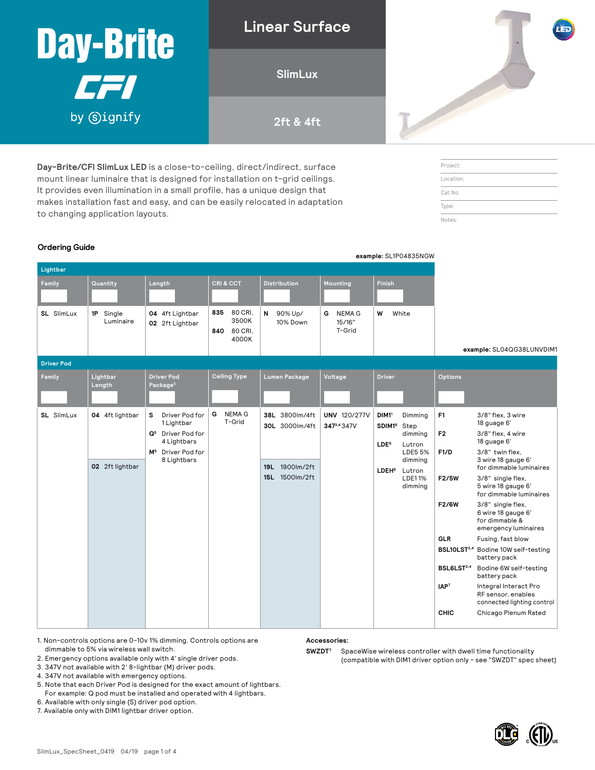# Day-Brite CFI by Signify

## Linear Surface

### SlimLux

### 2ft & 4ft

**Day-Brite/CFI SlimLux LED** is a close-to-ceiling, direct/indirect, surface mount linear luminaire that is designed for installation on t-grid ceilings. It provides even illumination in a small profile, has a unique design that makes installation fast and easy, and can be easily relocated in adaptation to changing application layouts.

Project:

Location:

Cat.No:

Type:

Notes:

### Ordering Guide

**example:** SL1P04835NGW

**Lightbar**

| Family | Quantity | Length | CRI & CCT | Distribution | Mounting | Finish |
|---|---|---|---|---|---|---|
| **SL** SlimLux | **1P** Single Luminaire | **04** 4ft Lightbar<br>**02** 2ft Lightbar | **835** 80 CRI, 3500K<br>**840** 80 CRI, 4000K | **N** 90% Up/ 10% Down | **G** NEMA G 15/16" T-Grid | **W** White |

**example:** SL04QG38LUNVDIM1

**Driver Pod**

| Family | Lightbar Length | Driver Pod Package[5] | Ceiling Type | Lumen Package | Voltage | Driver | Options |
|---|---|---|---|---|---|---|---|
| **SL** SlimLux | **04** 4ft lightbar | **S** Driver Pod for 1 Lightbar<br>**Q**[5] Driver Pod for 4 Lightbars<br>**M**[5] Driver Pod for 8 Lightbars | **G** NEMA G T-Grid | **38L** 3800lm/4ft<br>**30L** 3000lm/4ft | **UNV** 120/277V<br>**347**[3,4] 347V | **DIM1**[1] Dimming<br>**SDIM1**[6] Step dimming<br>**LDE**[6] Lutron LDE5 5% dimming<br>**LDEH**[6] Lutron LDE1 1% dimming | **F1** 3/8" flex, 3 wire 18 guage 6'<br>**F2** 3/8" flex, 4 wire 18 guage 6'<br>**F1/D** 3/8" twin flex, 3 wire 18 gauge 6' for dimmable luminaires<br>**F2/5W** 3/8" single flex, 5 wire 18 gauge 6' for dimmable luminaires<br>**F2/6W** 3/8" single flex, 6 wire 18 gauge 6' for dimmable & emergency luminaires<br>**GLR** Fusing, fast blow<br>**BSL10LST**[2,4] Bodine 10W self-testing battery pack<br>**BSL6LST**[2,4] Bodine 6W self-testing battery pack<br>**IAP**[7] Integral Interact Pro RF sensor, enables connected lighting control<br>**CHIC** Chicago Plenum Rated |
| | **02** 2ft lightbar | | | **19L** 1900lm/2ft<br>**15L** 1500lm/2ft | | | |

1. Non-controls options are 0-10v 1% dimming. Controls options are dimmable to 5% via wireless wall switch.
2. Emergency options available only with 4' single driver pods.
3. 347V not available with 2' 8-lightbar (M) driver pods.
4. 347V not available with emergency options.
5. Note that each Driver Pod is designed for the exact amount of lightbars. For example: Q pod must be installed and operated with 4 lightbars.
6. Available with only single (S) driver pod option.
7. Available only with DIM1 lightbar driver option.

**Accessories:**

**SWZDT**[7] SpaceWise wireless controller with dwell time functionality (compatible with DIM1 driver option only - see "SWZDT" spec sheet)

SlimLux_SpecSheet_0419 04/19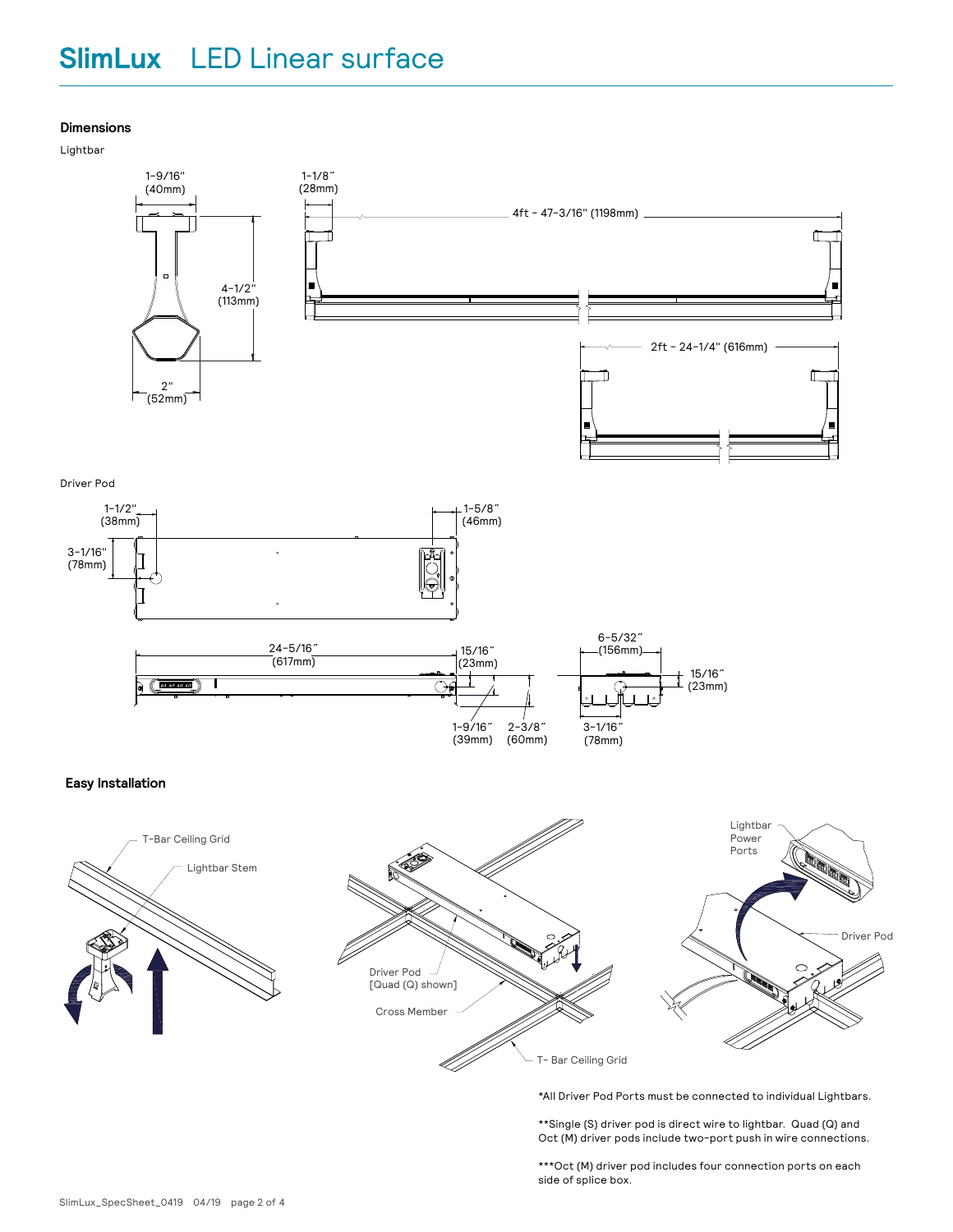# SlimLux LED Linear surface

## Dimensions

Lightbar

1-9/16" (40mm)

1-1/8" (28mm)

4ft - 47-3/16" (1198mm)

4-1/2" (113mm)

2" (52mm)

2ft - 24-1/4" (616mm)

Driver Pod

1-1/2" (38mm)

1-5/8" (46mm)

3-1/16" (78mm)

24-5/16" (617mm)

15/16" (23mm)

1-9/16" (39mm)

2-3/8" (60mm)

6-5/32" (156mm)

15/16" (23mm)

3-1/16" (78mm)

## Easy Installation

T-Bar Ceiling Grid

Lightbar Stem

Driver Pod [Quad (Q) shown]

Cross Member

T- Bar Ceiling Grid

Lightbar Power Ports

Driver Pod

*All Driver Pod Ports must be connected to individual Lightbars.

**Single (S) driver pod is direct wire to lightbar. Quad (Q) and Oct (M) driver pods include two-port push in wire connections.

***Oct (M) driver pod includes four connection ports on each side of splice box.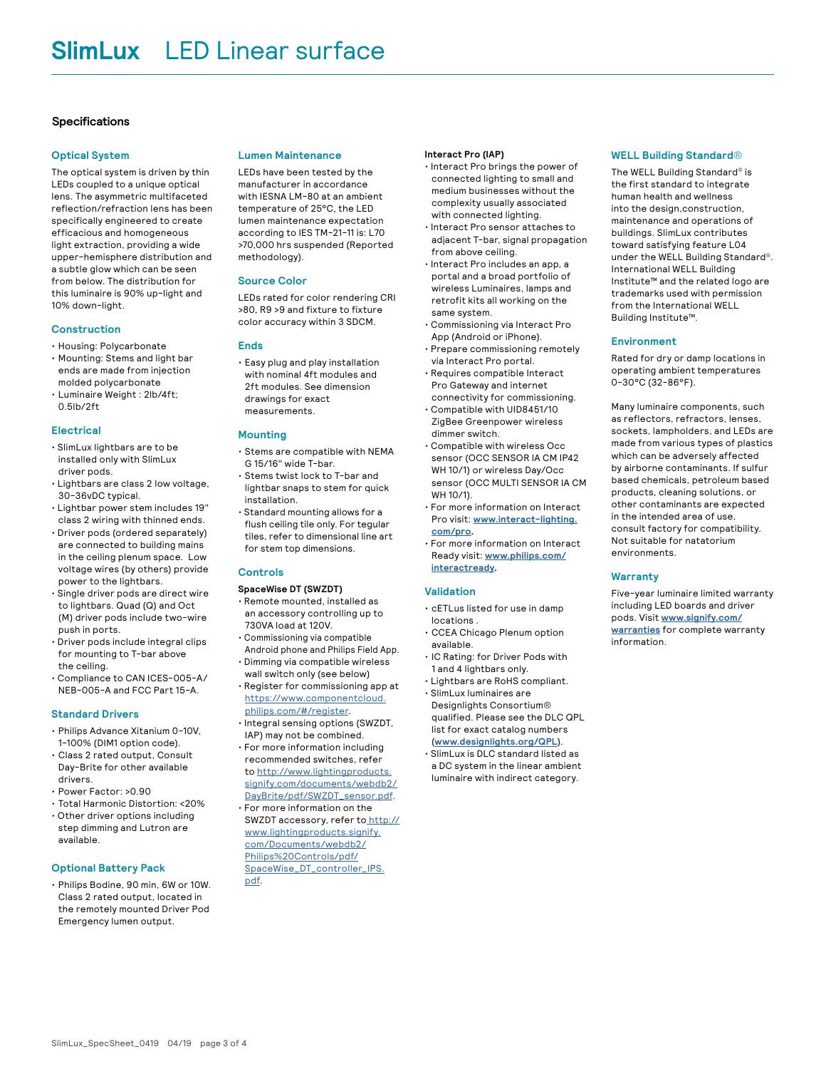# SlimLux LED Linear surface

## Specifications

### Optical System

The optical system is driven by thin LEDs coupled to a unique optical lens. The asymmetric multifaceted reflection/refraction lens has been specifically engineered to create efficacious and homogeneous light extraction, providing a wide upper-hemisphere distribution and a subtle glow which can be seen from below. The distribution for this luminaire is 90% up-light and 10% down-light.

### Construction

- Housing: Polycarbonate
- Mounting: Stems and light bar ends are made from injection molded polycarbonate
- Luminaire Weight : 2lb/4ft; 0.5lb/2ft

### Electrical

- SlimLux lightbars are to be installed only with SlimLux driver pods.
- Lightbars are class 2 low voltage, 30-36vDC typical.
- Lightbar power stem includes 19" class 2 wiring with thinned ends.
- Driver pods (ordered separately) are connected to building mains in the ceiling plenum space. Low voltage wires (by others) provide power to the lightbars.
- Single driver pods are direct wire to lightbars. Quad (Q) and Oct (M) driver pods include two-wire push in ports.
- Driver pods include integral clips for mounting to T-bar above the ceiling.
- Compliance to CAN ICES-005-A/ NEB-005-A and FCC Part 15-A.

### Standard Drivers

- Philips Advance Xitanium 0-10V, 1-100% (DIM1 option code).
- Class 2 rated output, Consult Day-Brite for other available drivers.
- Power Factor: >0.90
- Total Harmonic Distortion: <20%
- Other driver options including step dimming and Lutron are available.

### Optional Battery Pack

- Philips Bodine, 90 min, 6W or 10W. Class 2 rated output, located in the remotely mounted Driver Pod Emergency lumen output.

### Lumen Maintenance

LEDs have been tested by the manufacturer in accordance with IESNA LM-80 at an ambient temperature of 25°C, the LED lumen maintenance expectation according to IES TM-21-11 is: L70 >70,000 hrs suspended (Reported methodology).

### Source Color

LEDs rated for color rendering CRI >80, R9 >9 and fixture to fixture color accuracy within 3 SDCM.

### Ends

- Easy plug and play installation with nominal 4ft modules and 2ft modules. See dimension drawings for exact measurements.

### Mounting

- Stems are compatible with NEMA G 15/16" wide T-bar.
- Stems twist lock to T-bar and lightbar snaps to stem for quick installation.
- Standard mounting allows for a flush ceiling tile only. For tegular tiles, refer to dimensional line art for stem top dimensions.

### Controls

**SpaceWise DT (SWZDT)**

- Remote mounted, installed as an accessory controlling up to 730VA load at 120V.
- Commissioning via compatible Android phone and Philips Field App.
- Dimming via compatible wireless wall switch only (see below)
- Register for commissioning app at https://www.componentcloud.philips.com/#/register.
- Integral sensing options (SWZDT, IAP) may not be combined.
- For more information including recommended switches, refer to http://www.lightingproducts.signify.com/documents/webdb2/DayBrite/pdf/SWZDT_sensor.pdf.
- For more information on the SWZDT accessory, refer to http://www.lightingproducts.signify.com/Documents/webdb2/Philips%20Controls/pdf/SpaceWise_DT_controller_IPS.pdf.

**Interact Pro (IAP)**

- Interact Pro brings the power of connected lighting to small and medium businesses without the complexity usually associated with connected lighting.
- Interact Pro sensor attaches to adjacent T-bar, signal propagation from above ceiling.
- Interact Pro includes an app, a portal and a broad portfolio of wireless Luminaires, lamps and retrofit kits all working on the same system.
- Commissioning via Interact Pro App (Android or iPhone).
- Prepare commissioning remotely via Interact Pro portal.
- Requires compatible Interact Pro Gateway and internet connectivity for commissioning.
- Compatible with UID8451/10 ZigBee Greenpower wireless dimmer switch.
- Compatible with wireless Occ sensor (OCC SENSOR IA CM IP42 WH 10/1) or wireless Day/Occ sensor (OCC MULTI SENSOR IA CM WH 10/1).
- For more information on Interact Pro visit: **www.interact-lighting.com/pro**.
- For more information on Interact Ready visit: **www.philips.com/interactready**.

### Validation

- cETLus listed for use in damp locations .
- CCEA Chicago Plenum option available.
- IC Rating: for Driver Pods with 1 and 4 lightbars only.
- Lightbars are RoHS compliant.
- SlimLux luminaires are Designlights Consortium® qualified. Please see the DLC QPL list for exact catalog numbers (**www.designlights.org/QPL**).
- SlimLux is DLC standard listed as a DC system in the linear ambient luminaire with indirect category.

### WELL Building Standard®

The WELL Building Standard® is the first standard to integrate human health and wellness into the design,construction, maintenance and operations of buildings. SlimLux contributes toward satisfying feature L04 under the WELL Building Standard®. International WELL Building Institute™ and the related logo are trademarks used with permission from the International WELL Building Institute™.

### Environment

Rated for dry or damp locations in operating ambient temperatures 0-30°C (32-86°F).

Many luminaire components, such as reflectors, refractors, lenses, sockets, lampholders, and LEDs are made from various types of plastics which can be adversely affected by airborne contaminants. If sulfur based chemicals, petroleum based products, cleaning solutions, or other contaminants are expected in the intended area of use, consult factory for compatibility. Not suitable for natatorium environments.

### Warranty

Five-year luminaire limited warranty including LED boards and driver pods. Visit **www.signify.com/warranties** for complete warranty information.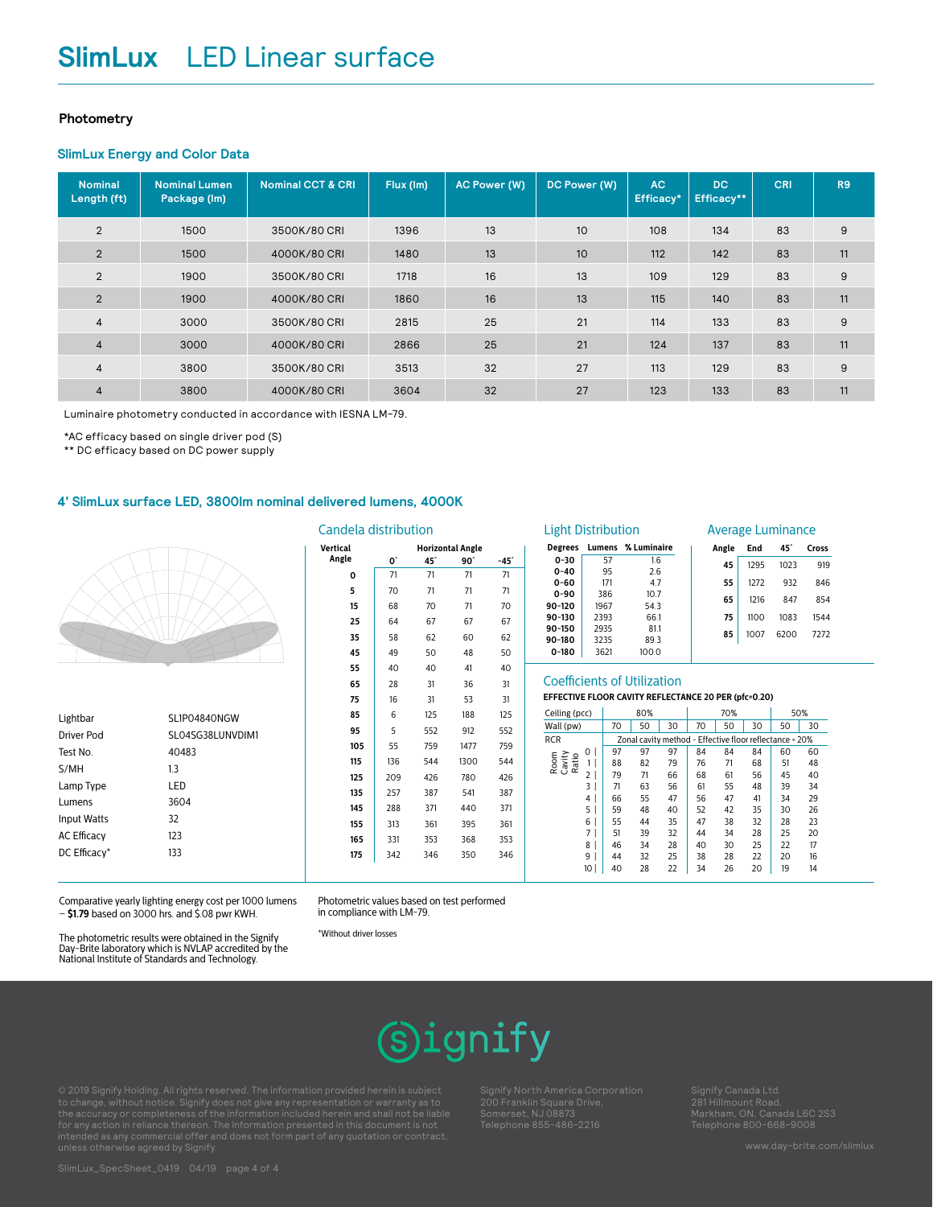# SlimLux LED Linear surface

## Photometry

### SlimLux Energy and Color Data

| Nominal Length (ft) | Nominal Lumen Package (lm) | Nominal CCT & CRI | Flux (lm) | AC Power (W) | DC Power (W) | AC Efficacy* | DC Efficacy** | CRI | R9 |
|---|---|---|---|---|---|---|---|---|---|
| 2 | 1500 | 3500K/80 CRI | 1396 | 13 | 10 | 108 | 134 | 83 | 9 |
| 2 | 1500 | 4000K/80 CRI | 1480 | 13 | 10 | 112 | 142 | 83 | 11 |
| 2 | 1900 | 3500K/80 CRI | 1718 | 16 | 13 | 109 | 129 | 83 | 9 |
| 2 | 1900 | 4000K/80 CRI | 1860 | 16 | 13 | 115 | 140 | 83 | 11 |
| 4 | 3000 | 3500K/80 CRI | 2815 | 25 | 21 | 114 | 133 | 83 | 9 |
| 4 | 3000 | 4000K/80 CRI | 2866 | 25 | 21 | 124 | 137 | 83 | 11 |
| 4 | 3800 | 3500K/80 CRI | 3513 | 32 | 27 | 113 | 129 | 83 | 9 |
| 4 | 3800 | 4000K/80 CRI | 3604 | 32 | 27 | 123 | 133 | 83 | 11 |

Luminaire photometry conducted in accordance with IESNA LM-79.

*AC efficacy based on single driver pod (S)
** DC efficacy based on DC power supply

### 4' SlimLux surface LED, 3800lm nominal delivered lumens, 4000K

| | |
|---|---|
| Lightbar | SL1P04840NGW |
| Driver Pod | SL04SG38LUNVDIM1 |
| Test No. | 40483 |
| S/MH | 1.3 |
| Lamp Type | LED |
| Lumens | 3604 |
| Input Watts | 32 |
| AC Efficacy | 123 |
| DC Efficacy* | 133 |

#### Candela distribution

| Vertical Angle | Horizontal Angle 0° | 45° | 90° | -45° |
|---|---|---|---|---|
| 0 | 71 | 71 | 71 | 71 |
| 5 | 70 | 71 | 71 | 71 |
| 15 | 68 | 70 | 71 | 70 |
| 25 | 64 | 67 | 67 | 67 |
| 35 | 58 | 62 | 60 | 62 |
| 45 | 49 | 50 | 48 | 50 |
| 55 | 40 | 40 | 41 | 40 |
| 65 | 28 | 31 | 36 | 31 |
| 75 | 16 | 31 | 53 | 31 |
| 85 | 6 | 125 | 188 | 125 |
| 95 | 5 | 552 | 912 | 552 |
| 105 | 55 | 759 | 1477 | 759 |
| 115 | 136 | 544 | 1300 | 544 |
| 125 | 209 | 426 | 780 | 426 |
| 135 | 257 | 387 | 541 | 387 |
| 145 | 288 | 371 | 440 | 371 |
| 155 | 313 | 361 | 395 | 361 |
| 165 | 331 | 353 | 368 | 353 |
| 175 | 342 | 346 | 350 | 346 |

#### Light Distribution

| Degrees | Lumens | % Luminaire |
|---|---|---|
| 0-30 | 57 | 1.6 |
| 0-40 | 95 | 2.6 |
| 0-60 | 171 | 4.7 |
| 0-90 | 386 | 10.7 |
| 90-120 | 1967 | 54.3 |
| 90-130 | 2393 | 66.1 |
| 90-150 | 2935 | 81.1 |
| 90-180 | 3235 | 89.3 |
| 0-180 | 3621 | 100.0 |

#### Average Luminance

| Angle | End | 45° | Cross |
|---|---|---|---|
| 45 | 1295 | 1023 | 919 |
| 55 | 1272 | 932 | 846 |
| 65 | 1216 | 847 | 854 |
| 75 | 1100 | 1083 | 1544 |
| 85 | 1007 | 6200 | 7272 |

#### Coefficients of Utilization

EFFECTIVE FLOOR CAVITY REFLECTANCE 20 PER (pfc=0.20)

| Ceiling (pcc) | 80% | | | 70% | | | 50% | |
|---|---|---|---|---|---|---|---|---|
| Wall (pw) | 70 | 50 | 30 | 70 | 50 | 30 | 50 | 30 |
| RCR | Zonal cavity method - Effective floor reflectance = 20% | | | | | | | |
| 0 | 97 | 97 | 97 | 84 | 84 | 84 | 60 | 60 |
| 1 | 88 | 82 | 79 | 76 | 71 | 68 | 51 | 48 |
| 2 | 79 | 71 | 66 | 68 | 61 | 56 | 45 | 40 |
| 3 | 71 | 63 | 56 | 61 | 55 | 48 | 39 | 34 |
| 4 | 66 | 55 | 47 | 56 | 47 | 41 | 34 | 29 |
| 5 | 59 | 48 | 40 | 52 | 42 | 35 | 30 | 26 |
| 6 | 55 | 44 | 35 | 47 | 38 | 32 | 28 | 23 |
| 7 | 51 | 39 | 32 | 44 | 34 | 28 | 25 | 20 |
| 8 | 46 | 34 | 28 | 40 | 30 | 25 | 22 | 17 |
| 9 | 44 | 32 | 25 | 38 | 28 | 22 | 20 | 16 |
| 10 | 40 | 28 | 22 | 34 | 26 | 20 | 19 | 14 |

(Room Cavity Ratio)

Comparative yearly lighting energy cost per 1000 lumens – **$1.79** based on 3000 hrs. and $.08 pwr KWH.

The photometric results were obtained in the Signify Day-Brite laboratory which is NVLAP accredited by the National Institute of Standards and Technology.

Photometric values based on test performed in compliance with LM-79.

*Without driver losses

signify

© 2019 Signify Holding. All rights reserved. The information provided herein is subject to change, without notice. Signify does not give any representation or warranty as to the accuracy or completeness of the information included herein and shall not be liable for any action in reliance thereon. The information presented in this document is not intended as any commercial offer and does not form part of any quotation or contract, unless otherwise agreed by Signify.

Signify North America Corporation
200 Franklin Square Drive,
Somerset, NJ 08873
Telephone 855-486-2216

Signify Canada Ltd.
281 Hillmount Road,
Markham, ON, Canada L6C 2S3
Telephone 800-668-9008

www.day-brite.com/slimlux

SlimLux_SpecSheet_0419 04/19